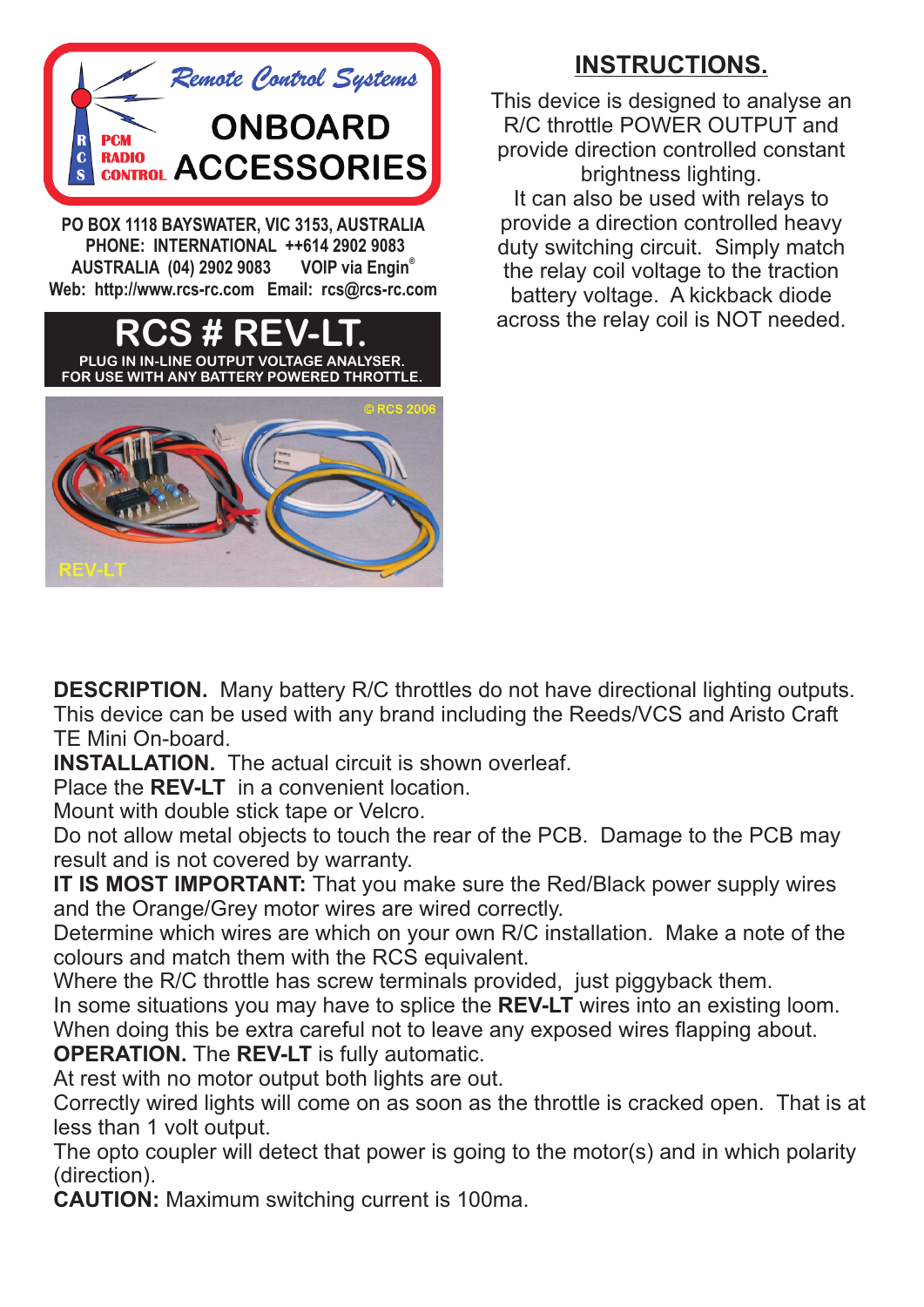Remote Control Systems

RCS PCM RADIO CONTROL

**ONBOARD ACCESSORIES**

**PO BOX 1118 BAYSWATER, VIC 3153, AUSTRALIA**
**PHONE: INTERNATIONAL ++614 2902 9083**
**AUSTRALIA (04) 2902 9083 VOIP via Engin®**
**Web: http://www.rcs-rc.com Email: rcs@rcs-rc.com**

# RCS # REV-LT.

**PLUG IN IN-LINE OUTPUT VOLTAGE ANALYSER.**
**FOR USE WITH ANY BATTERY POWERED THROTTLE.**

© RCS 2006

REV-LT

## INSTRUCTIONS.

This device is designed to analyse an R/C throttle POWER OUTPUT and provide direction controlled constant brightness lighting.
It can also be used with relays to provide a direction controlled heavy duty switching circuit. Simply match the relay coil voltage to the traction battery voltage. A kickback diode across the relay coil is NOT needed.

**DESCRIPTION.** Many battery R/C throttles do not have directional lighting outputs. This device can be used with any brand including the Reeds/VCS and Aristo Craft TE Mini On-board.
**INSTALLATION.** The actual circuit is shown overleaf.
Place the **REV-LT** in a convenient location.
Mount with double stick tape or Velcro.
Do not allow metal objects to touch the rear of the PCB. Damage to the PCB may result and is not covered by warranty.
**IT IS MOST IMPORTANT:** That you make sure the Red/Black power supply wires and the Orange/Grey motor wires are wired correctly.
Determine which wires are which on your own R/C installation. Make a note of the colours and match them with the RCS equivalent.
Where the R/C throttle has screw terminals provided, just piggyback them.
In some situations you may have to splice the **REV-LT** wires into an existing loom. When doing this be extra careful not to leave any exposed wires flapping about.
**OPERATION.** The **REV-LT** is fully automatic.
At rest with no motor output both lights are out.
Correctly wired lights will come on as soon as the throttle is cracked open. That is at less than 1 volt output.
The opto coupler will detect that power is going to the motor(s) and in which polarity (direction).
**CAUTION:** Maximum switching current is 100ma.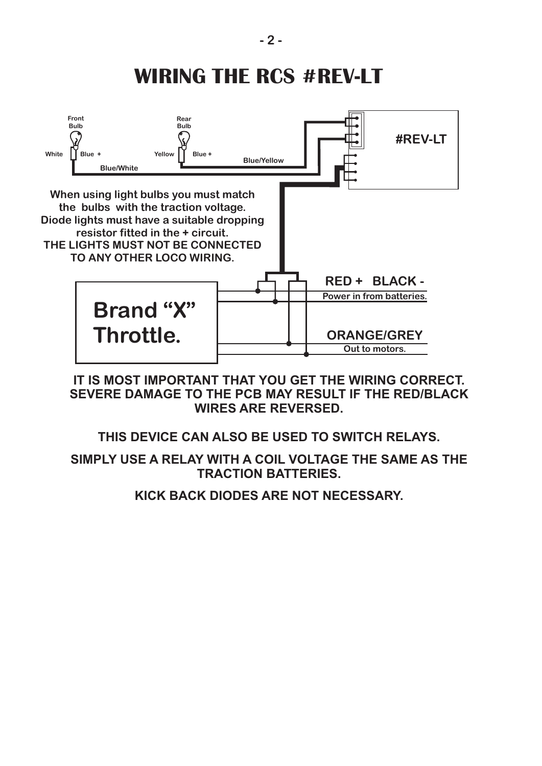# WIRING THE RCS #REV-LT

Front Bulb

Rear Bulb

White Blue +

Yellow Blue +

Blue/White

Blue/Yellow

#REV-LT

When using light bulbs you must match the bulbs with the traction voltage. Diode lights must have a suitable dropping resistor fitted in the + circuit. THE LIGHTS MUST NOT BE CONNECTED TO ANY OTHER LOCO WIRING.

Brand "X" Throttle.

RED + BLACK -

Power in from batteries.

ORANGE/GREY

Out to motors.

**IT IS MOST IMPORTANT THAT YOU GET THE WIRING CORRECT. SEVERE DAMAGE TO THE PCB MAY RESULT IF THE RED/BLACK WIRES ARE REVERSED.**

**THIS DEVICE CAN ALSO BE USED TO SWITCH RELAYS.**

**SIMPLY USE A RELAY WITH A COIL VOLTAGE THE SAME AS THE TRACTION BATTERIES.**

**KICK BACK DIODES ARE NOT NECESSARY.**